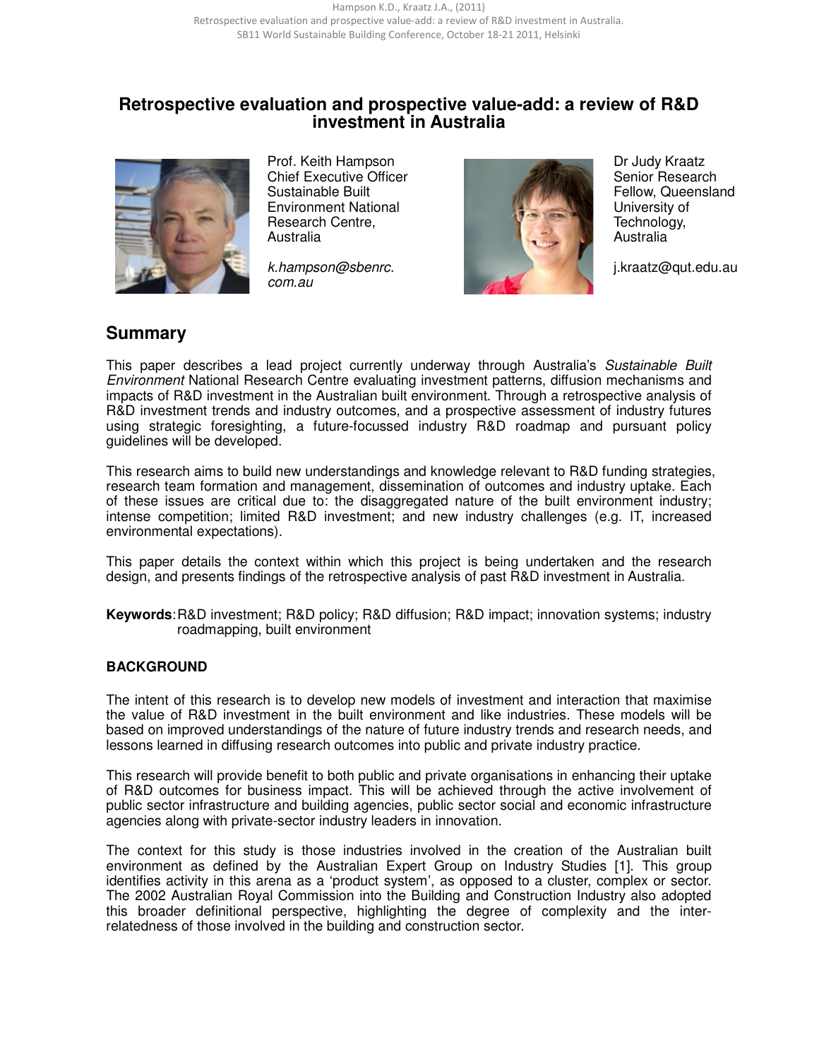# Retrospective evaluation and prospective value-add: a review of R&D investment in Australia

Prof. Keith Hampson
Chief Executive Officer
Sustainable Built Environment National Research Centre, Australia

*k.hampson@sbenrc.com.au*

Dr Judy Kraatz
Senior Research Fellow, Queensland University of Technology, Australia

j.kraatz@qut.edu.au

## Summary

This paper describes a lead project currently underway through Australia's *Sustainable Built Environment* National Research Centre evaluating investment patterns, diffusion mechanisms and impacts of R&D investment in the Australian built environment. Through a retrospective analysis of R&D investment trends and industry outcomes, and a prospective assessment of industry futures using strategic foresighting, a future-focussed industry R&D roadmap and pursuant policy guidelines will be developed.

This research aims to build new understandings and knowledge relevant to R&D funding strategies, research team formation and management, dissemination of outcomes and industry uptake. Each of these issues are critical due to: the disaggregated nature of the built environment industry; intense competition; limited R&D investment; and new industry challenges (e.g. IT, increased environmental expectations).

This paper details the context within which this project is being undertaken and the research design, and presents findings of the retrospective analysis of past R&D investment in Australia.

**Keywords**: R&D investment; R&D policy; R&D diffusion; R&D impact; innovation systems; industry roadmapping, built environment

### BACKGROUND

The intent of this research is to develop new models of investment and interaction that maximise the value of R&D investment in the built environment and like industries. These models will be based on improved understandings of the nature of future industry trends and research needs, and lessons learned in diffusing research outcomes into public and private industry practice.

This research will provide benefit to both public and private organisations in enhancing their uptake of R&D outcomes for business impact. This will be achieved through the active involvement of public sector infrastructure and building agencies, public sector social and economic infrastructure agencies along with private-sector industry leaders in innovation.

The context for this study is those industries involved in the creation of the Australian built environment as defined by the Australian Expert Group on Industry Studies [1]. This group identifies activity in this arena as a 'product system', as opposed to a cluster, complex or sector. The 2002 Australian Royal Commission into the Building and Construction Industry also adopted this broader definitional perspective, highlighting the degree of complexity and the inter-relatedness of those involved in the building and construction sector.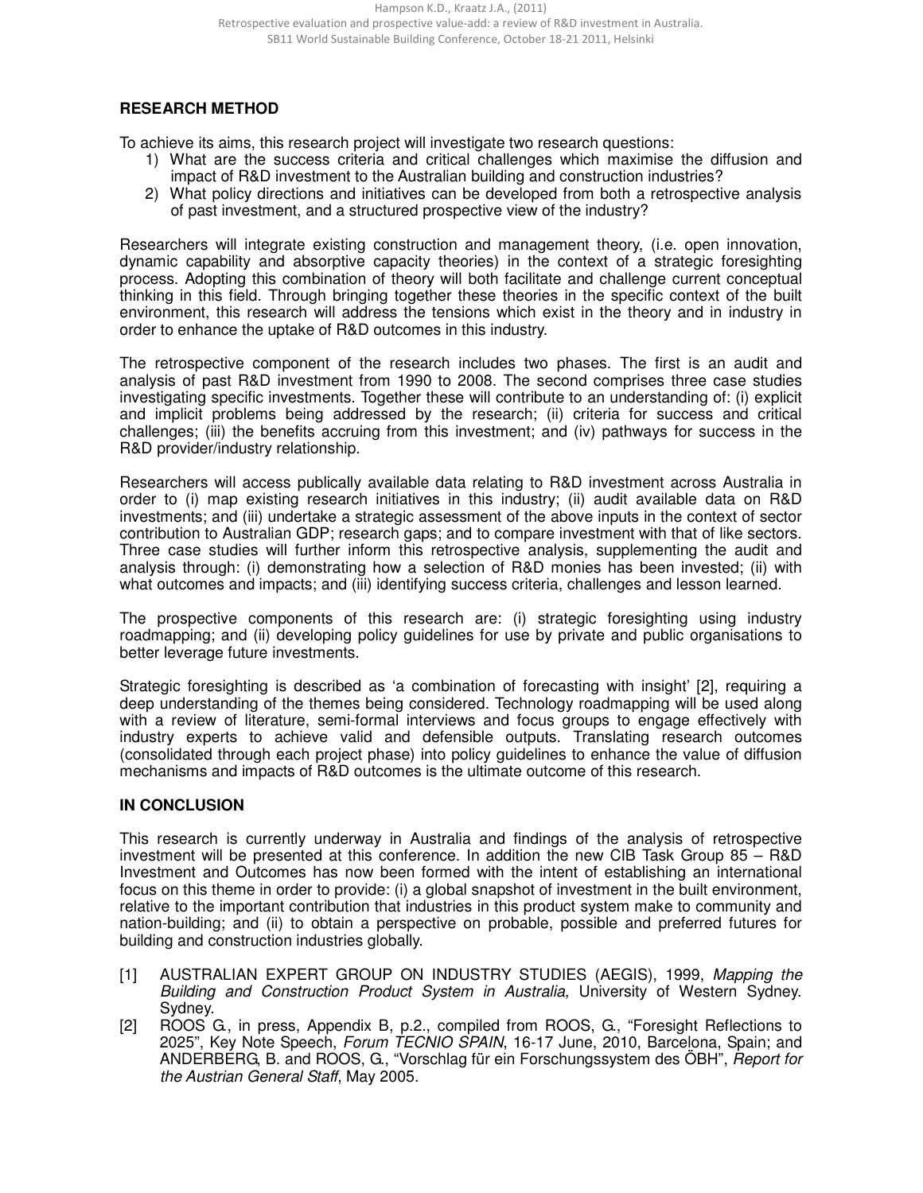## RESEARCH METHOD

To achieve its aims, this research project will investigate two research questions:

1) What are the success criteria and critical challenges which maximise the diffusion and impact of R&D investment to the Australian building and construction industries?
2) What policy directions and initiatives can be developed from both a retrospective analysis of past investment, and a structured prospective view of the industry?

Researchers will integrate existing construction and management theory, (i.e. open innovation, dynamic capability and absorptive capacity theories) in the context of a strategic foresighting process. Adopting this combination of theory will both facilitate and challenge current conceptual thinking in this field. Through bringing together these theories in the specific context of the built environment, this research will address the tensions which exist in the theory and in industry in order to enhance the uptake of R&D outcomes in this industry.

The retrospective component of the research includes two phases. The first is an audit and analysis of past R&D investment from 1990 to 2008. The second comprises three case studies investigating specific investments. Together these will contribute to an understanding of: (i) explicit and implicit problems being addressed by the research; (ii) criteria for success and critical challenges; (iii) the benefits accruing from this investment; and (iv) pathways for success in the R&D provider/industry relationship.

Researchers will access publically available data relating to R&D investment across Australia in order to (i) map existing research initiatives in this industry; (ii) audit available data on R&D investments; and (iii) undertake a strategic assessment of the above inputs in the context of sector contribution to Australian GDP; research gaps; and to compare investment with that of like sectors. Three case studies will further inform this retrospective analysis, supplementing the audit and analysis through: (i) demonstrating how a selection of R&D monies has been invested; (ii) with what outcomes and impacts; and (iii) identifying success criteria, challenges and lesson learned.

The prospective components of this research are: (i) strategic foresighting using industry roadmapping; and (ii) developing policy guidelines for use by private and public organisations to better leverage future investments.

Strategic foresighting is described as 'a combination of forecasting with insight' [2], requiring a deep understanding of the themes being considered. Technology roadmapping will be used along with a review of literature, semi-formal interviews and focus groups to engage effectively with industry experts to achieve valid and defensible outputs. Translating research outcomes (consolidated through each project phase) into policy guidelines to enhance the value of diffusion mechanisms and impacts of R&D outcomes is the ultimate outcome of this research.

## IN CONCLUSION

This research is currently underway in Australia and findings of the analysis of retrospective investment will be presented at this conference. In addition the new CIB Task Group 85 – R&D Investment and Outcomes has now been formed with the intent of establishing an international focus on this theme in order to provide: (i) a global snapshot of investment in the built environment, relative to the important contribution that industries in this product system make to community and nation-building; and (ii) to obtain a perspective on probable, possible and preferred futures for building and construction industries globally.

[1] AUSTRALIAN EXPERT GROUP ON INDUSTRY STUDIES (AEGIS), 1999, *Mapping the Building and Construction Product System in Australia,* University of Western Sydney. Sydney.

[2] ROOS G., in press, Appendix B, p.2., compiled from ROOS, G., "Foresight Reflections to 2025", Key Note Speech, *Forum TECNIO SPAIN*, 16-17 June, 2010, Barcelona, Spain; and ANDERBERG, B. and ROOS, G., "Vorschlag für ein Forschungssystem des ÖBH", *Report for the Austrian General Staff*, May 2005.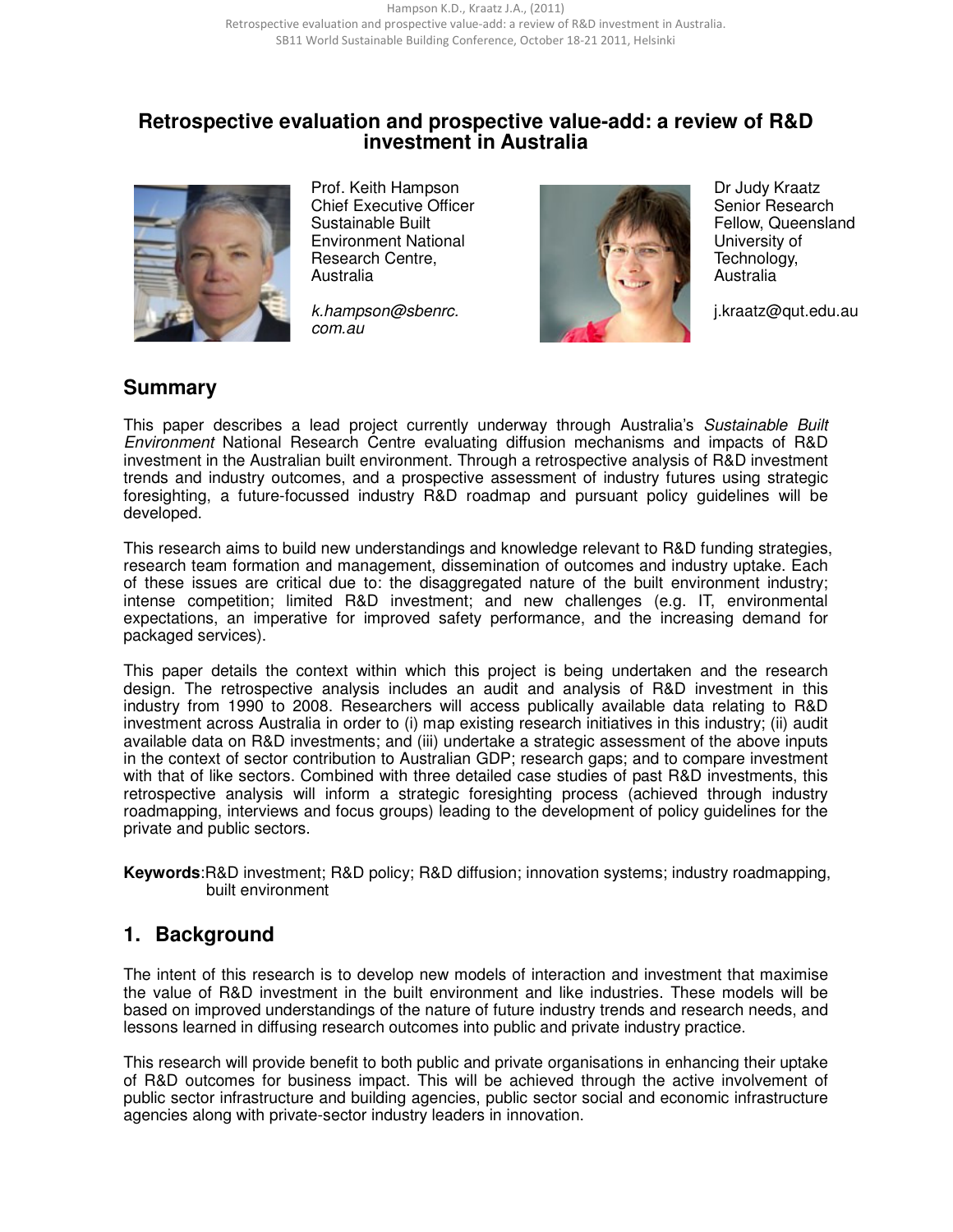# Retrospective evaluation and prospective value-add: a review of R&D investment in Australia

Prof. Keith Hampson
Chief Executive Officer
Sustainable Built Environment National Research Centre, Australia

*k.hampson@sbenrc.com.au*

Dr Judy Kraatz
Senior Research Fellow, Queensland University of Technology, Australia

j.kraatz@qut.edu.au

## Summary

This paper describes a lead project currently underway through Australia's *Sustainable Built Environment* National Research Centre evaluating diffusion mechanisms and impacts of R&D investment in the Australian built environment. Through a retrospective analysis of R&D investment trends and industry outcomes, and a prospective assessment of industry futures using strategic foresighting, a future-focussed industry R&D roadmap and pursuant policy guidelines will be developed.

This research aims to build new understandings and knowledge relevant to R&D funding strategies, research team formation and management, dissemination of outcomes and industry uptake. Each of these issues are critical due to: the disaggregated nature of the built environment industry; intense competition; limited R&D investment; and new challenges (e.g. IT, environmental expectations, an imperative for improved safety performance, and the increasing demand for packaged services).

This paper details the context within which this project is being undertaken and the research design. The retrospective analysis includes an audit and analysis of R&D investment in this industry from 1990 to 2008. Researchers will access publically available data relating to R&D investment across Australia in order to (i) map existing research initiatives in this industry; (ii) audit available data on R&D investments; and (iii) undertake a strategic assessment of the above inputs in the context of sector contribution to Australian GDP; research gaps; and to compare investment with that of like sectors. Combined with three detailed case studies of past R&D investments, this retrospective analysis will inform a strategic foresighting process (achieved through industry roadmapping, interviews and focus groups) leading to the development of policy guidelines for the private and public sectors.

**Keywords**: R&D investment; R&D policy; R&D diffusion; innovation systems; industry roadmapping, built environment

## 1. Background

The intent of this research is to develop new models of interaction and investment that maximise the value of R&D investment in the built environment and like industries. These models will be based on improved understandings of the nature of future industry trends and research needs, and lessons learned in diffusing research outcomes into public and private industry practice.

This research will provide benefit to both public and private organisations in enhancing their uptake of R&D outcomes for business impact. This will be achieved through the active involvement of public sector infrastructure and building agencies, public sector social and economic infrastructure agencies along with private-sector industry leaders in innovation.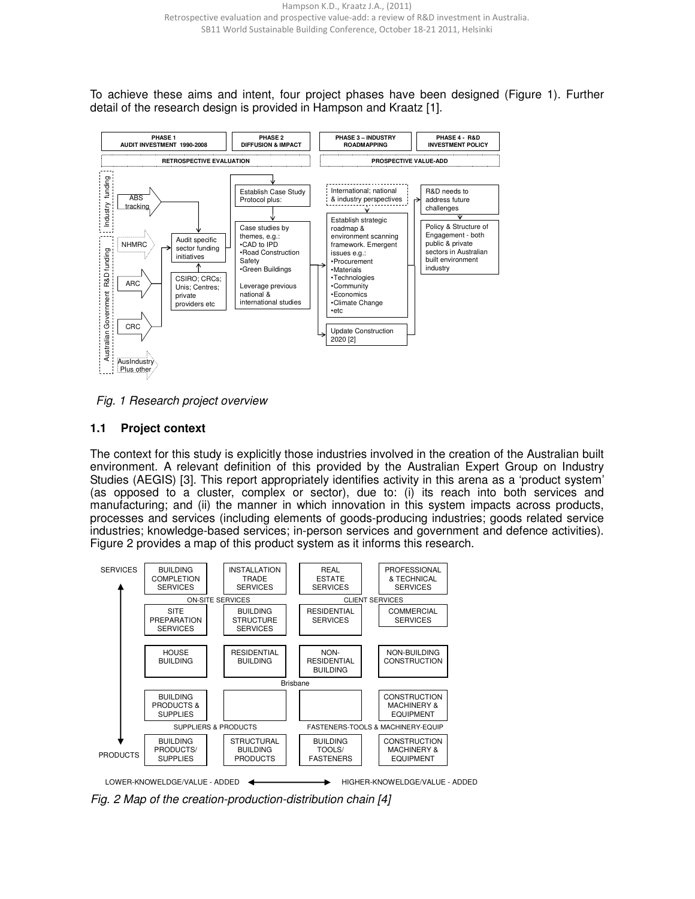To achieve these aims and intent, four project phases have been designed (Figure 1). Further detail of the research design is provided in Hampson and Kraatz [1].

| PHASE 1 AUDIT INVESTMENT 1990-2008 | PHASE 2 DIFFUSION & IMPACT | PHASE 3 – INDUSTRY ROADMAPPING | PHASE 4 - R&D INVESTMENT POLICY |
|---|---|---|---|
| RETROSPECTIVE EVALUATION | | PROSPECTIVE VALUE-ADD | |
| Industry funding: ABS tracking. Australian Government R&D funding: NHMRC; ARC; CRC; AusIndustry Plus other. Audit specific sector funding initiatives; CSIRO; CRCs; Unis; Centres; private providers etc | Establish Case Study Protocol plus: Case studies by themes, e.g.: •CAD to IPD •Road Construction Safety •Green Buildings. Leverage previous national & international studies | International; national & industry perspectives. Establish strategic roadmap & environment scanning framework. Emergent issues e.g.: •Procurement •Materials •Technologies •Community •Economics •Climate Change •etc. Update Construction 2020 [2] | R&D needs to address future challenges. Policy & Structure of Engagement - both public & private sectors in Australian built environment industry |

*Fig. 1 Research project overview*

## 1.1 Project context

The context for this study is explicitly those industries involved in the creation of the Australian built environment. A relevant definition of this provided by the Australian Expert Group on Industry Studies (AEGIS) [3]. This report appropriately identifies activity in this arena as a 'product system' (as opposed to a cluster, complex or sector), due to: (i) its reach into both services and manufacturing; and (ii) the manner in which innovation in this system impacts across products, processes and services (including elements of goods-producing industries; goods related service industries; knowledge-based services; in-person services and government and defence activities). Figure 2 provides a map of this product system as it informs this research.

| | | | | |
|---|---|---|---|---|
| SERVICES | BUILDING COMPLETION SERVICES | INSTALLATION TRADE SERVICES | REAL ESTATE SERVICES | PROFESSIONAL & TECHNICAL SERVICES |
| | ON-SITE SERVICES | | CLIENT SERVICES | |
| | SITE PREPARATION SERVICES | BUILDING STRUCTURE SERVICES | RESIDENTIAL SERVICES | COMMERCIAL SERVICES |
| | HOUSE BUILDING | RESIDENTIAL BUILDING | NON-RESIDENTIAL BUILDING | NON-BUILDING CONSTRUCTION |
| | | | Brisbane | |
| | BUILDING PRODUCTS & SUPPLIES | | | CONSTRUCTION MACHINERY & EQUIPMENT |
| | SUPPLIERS & PRODUCTS | | FASTENERS-TOOLS & MACHINERY-EQUIP | |
| PRODUCTS | BUILDING PRODUCTS/ SUPPLIES | STRUCTURAL BUILDING PRODUCTS | BUILDING TOOLS/ FASTENERS | CONSTRUCTION MACHINERY & EQUIPMENT |

LOWER-KNOWELDGE/VALUE - ADDED ⟷ HIGHER-KNOWELDGE/VALUE - ADDED

*Fig. 2 Map of the creation-production-distribution chain [4]*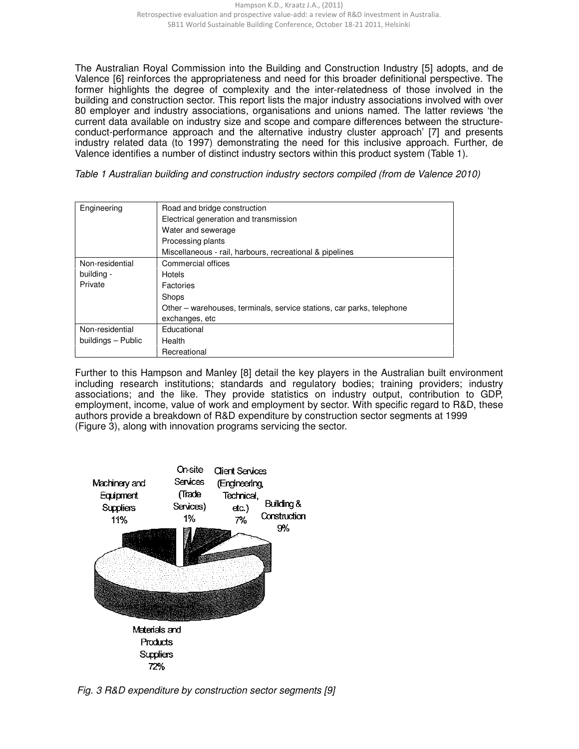The Australian Royal Commission into the Building and Construction Industry [5] adopts, and de Valence [6] reinforces the appropriateness and need for this broader definitional perspective. The former highlights the degree of complexity and the inter-relatedness of those involved in the building and construction sector. This report lists the major industry associations involved with over 80 employer and industry associations, organisations and unions named. The latter reviews 'the current data available on industry size and scope and compare differences between the structure-conduct-performance approach and the alternative industry cluster approach' [7] and presents industry related data (to 1997) demonstrating the need for this inclusive approach. Further, de Valence identifies a number of distinct industry sectors within this product system (Table 1).

*Table 1 Australian building and construction industry sectors compiled (from de Valence 2010)*

| | |
|---|---|
| Engineering | Road and bridge construction<br>Electrical generation and transmission<br>Water and sewerage<br>Processing plants<br>Miscellaneous - rail, harbours, recreational & pipelines |
| Non-residential building - Private | Commercial offices<br>Hotels<br>Factories<br>Shops<br>Other – warehouses, terminals, service stations, car parks, telephone exchanges, etc |
| Non-residential buildings – Public | Educational<br>Health<br>Recreational |

Further to this Hampson and Manley [8] detail the key players in the Australian built environment including research institutions; standards and regulatory bodies; training providers; industry associations; and the like. They provide statistics on industry output, contribution to GDP, employment, income, value of work and employment by sector. With specific regard to R&D, these authors provide a breakdown of R&D expenditure by construction sector segments at 1999 (Figure 3), along with innovation programs servicing the sector.

Machinery and Equipment Suppliers 11%
On-site Services (Trade Services) 1%
Client Services (Engineering, Technical, etc.) 7%
Building & Construction 9%
Materials and Products Suppliers 72%

*Fig. 3 R&D expenditure by construction sector segments [9]*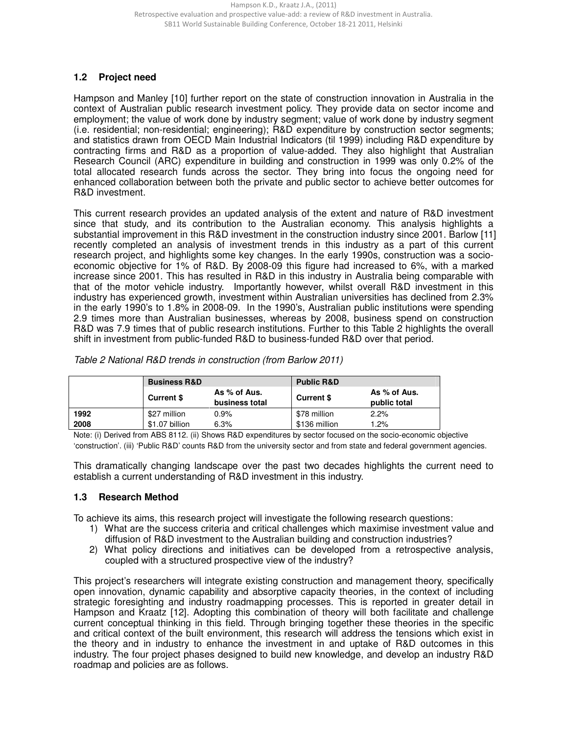## 1.2 Project need

Hampson and Manley [10] further report on the state of construction innovation in Australia in the context of Australian public research investment policy. They provide data on sector income and employment; the value of work done by industry segment; value of work done by industry segment (i.e. residential; non-residential; engineering); R&D expenditure by construction sector segments; and statistics drawn from OECD Main Industrial Indicators (til 1999) including R&D expenditure by contracting firms and R&D as a proportion of value-added. They also highlight that Australian Research Council (ARC) expenditure in building and construction in 1999 was only 0.2% of the total allocated research funds across the sector. They bring into focus the ongoing need for enhanced collaboration between both the private and public sector to achieve better outcomes for R&D investment.

This current research provides an updated analysis of the extent and nature of R&D investment since that study, and its contribution to the Australian economy. This analysis highlights a substantial improvement in this R&D investment in the construction industry since 2001. Barlow [11] recently completed an analysis of investment trends in this industry as a part of this current research project, and highlights some key changes. In the early 1990s, construction was a socio-economic objective for 1% of R&D. By 2008-09 this figure had increased to 6%, with a marked increase since 2001. This has resulted in R&D in this industry in Australia being comparable with that of the motor vehicle industry. Importantly however, whilst overall R&D investment in this industry has experienced growth, investment within Australian universities has declined from 2.3% in the early 1990's to 1.8% in 2008-09. In the 1990's, Australian public institutions were spending 2.9 times more than Australian businesses, whereas by 2008, business spend on construction R&D was 7.9 times that of public research institutions. Further to this Table 2 highlights the overall shift in investment from public-funded R&D to business-funded R&D over that period.

*Table 2 National R&D trends in construction (from Barlow 2011)*

| | Business R&D | | Public R&D | |
|---|---|---|---|---|
| | **Current $** | **As % of Aus. business total** | **Current $** | **As % of Aus. public total** |
| **1992** | $27 million | 0.9% | $78 million | 2.2% |
| **2008** | $1.07 billion | 6.3% | $136 million | 1.2% |

Note: (i) Derived from ABS 8112. (ii) Shows R&D expenditures by sector focused on the socio-economic objective 'construction'. (iii) 'Public R&D' counts R&D from the university sector and from state and federal government agencies.

This dramatically changing landscape over the past two decades highlights the current need to establish a current understanding of R&D investment in this industry.

## 1.3 Research Method

To achieve its aims, this research project will investigate the following research questions:

1) What are the success criteria and critical challenges which maximise investment value and diffusion of R&D investment to the Australian building and construction industries?
2) What policy directions and initiatives can be developed from a retrospective analysis, coupled with a structured prospective view of the industry?

This project's researchers will integrate existing construction and management theory, specifically open innovation, dynamic capability and absorptive capacity theories, in the context of including strategic foresighting and industry roadmapping processes. This is reported in greater detail in Hampson and Kraatz [12]. Adopting this combination of theory will both facilitate and challenge current conceptual thinking in this field. Through bringing together these theories in the specific and critical context of the built environment, this research will address the tensions which exist in the theory and in industry to enhance the investment in and uptake of R&D outcomes in this industry. The four project phases designed to build new knowledge, and develop an industry R&D roadmap and policies are as follows.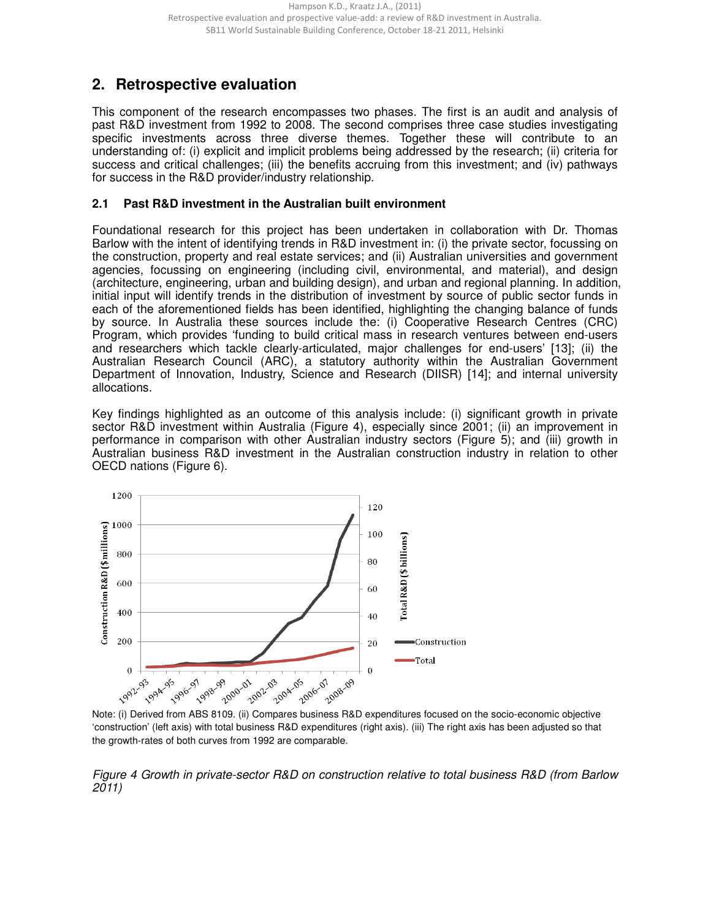## 2. Retrospective evaluation

This component of the research encompasses two phases. The first is an audit and analysis of past R&D investment from 1992 to 2008. The second comprises three case studies investigating specific investments across three diverse themes. Together these will contribute to an understanding of: (i) explicit and implicit problems being addressed by the research; (ii) criteria for success and critical challenges; (iii) the benefits accruing from this investment; and (iv) pathways for success in the R&D provider/industry relationship.

### 2.1 Past R&D investment in the Australian built environment

Foundational research for this project has been undertaken in collaboration with Dr. Thomas Barlow with the intent of identifying trends in R&D investment in: (i) the private sector, focussing on the construction, property and real estate services; and (ii) Australian universities and government agencies, focussing on engineering (including civil, environmental, and material), and design (architecture, engineering, urban and building design), and urban and regional planning. In addition, initial input will identify trends in the distribution of investment by source of public sector funds in each of the aforementioned fields has been identified, highlighting the changing balance of funds by source. In Australia these sources include the: (i) Cooperative Research Centres (CRC) Program, which provides 'funding to build critical mass in research ventures between end-users and researchers which tackle clearly-articulated, major challenges for end-users' [13]; (ii) the Australian Research Council (ARC), a statutory authority within the Australian Government Department of Innovation, Industry, Science and Research (DIISR) [14]; and internal university allocations.

Key findings highlighted as an outcome of this analysis include: (i) significant growth in private sector R&D investment within Australia (Figure 4), especially since 2001; (ii) an improvement in performance in comparison with other Australian industry sectors (Figure 5); and (iii) growth in Australian business R&D investment in the Australian construction industry in relation to other OECD nations (Figure 6).

Note: (i) Derived from ABS 8109. (ii) Compares business R&D expenditures focused on the socio-economic objective 'construction' (left axis) with total business R&D expenditures (right axis). (iii) The right axis has been adjusted so that the growth-rates of both curves from 1992 are comparable.

*Figure 4 Growth in private-sector R&D on construction relative to total business R&D (from Barlow 2011)*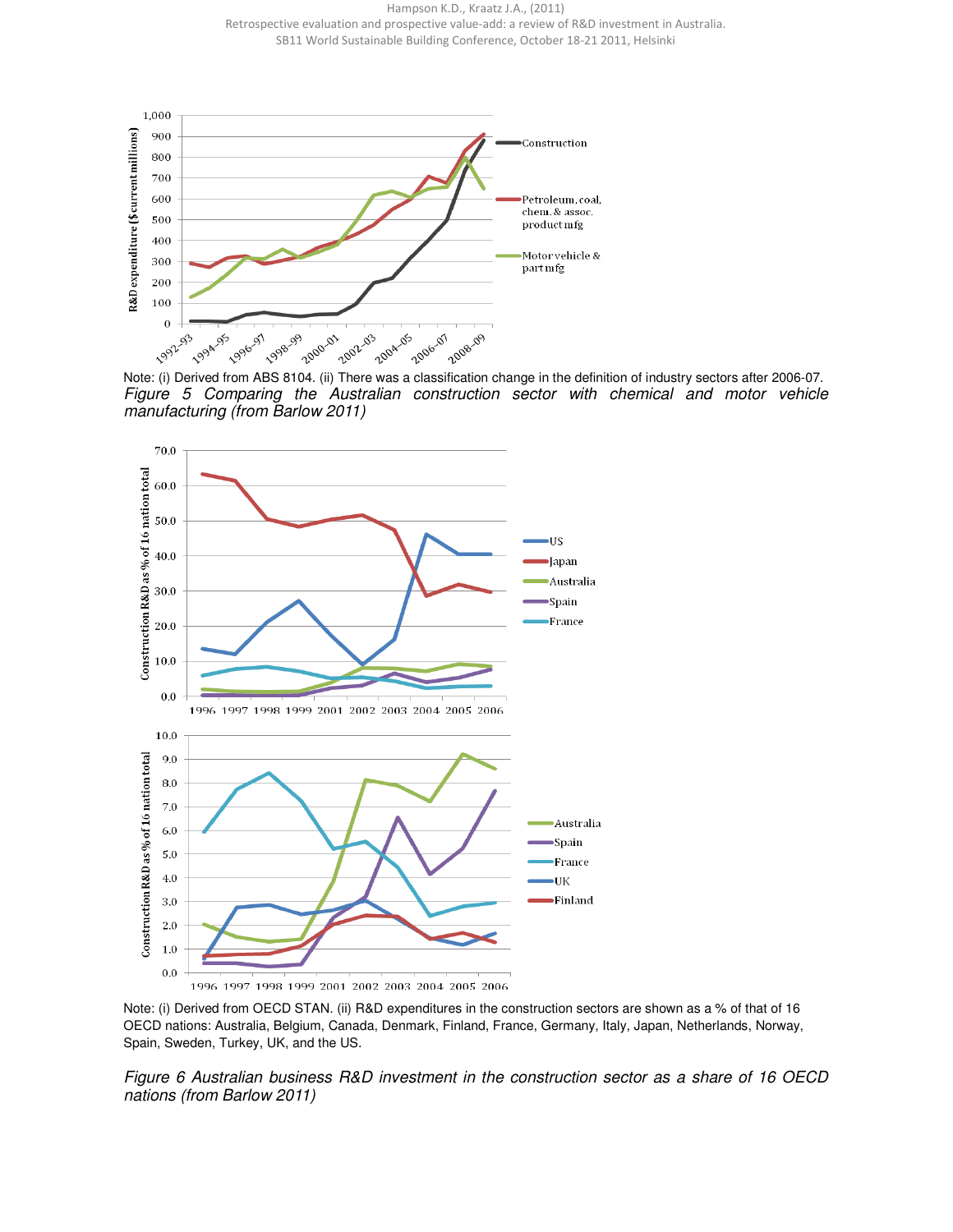Note: (i) Derived from ABS 8104. (ii) There was a classification change in the definition of industry sectors after 2006-07.

*Figure 5 Comparing the Australian construction sector with chemical and motor vehicle manufacturing (from Barlow 2011)*

Note: (i) Derived from OECD STAN. (ii) R&D expenditures in the construction sectors are shown as a % of that of 16 OECD nations: Australia, Belgium, Canada, Denmark, Finland, France, Germany, Italy, Japan, Netherlands, Norway, Spain, Sweden, Turkey, UK, and the US.

*Figure 6 Australian business R&D investment in the construction sector as a share of 16 OECD nations (from Barlow 2011)*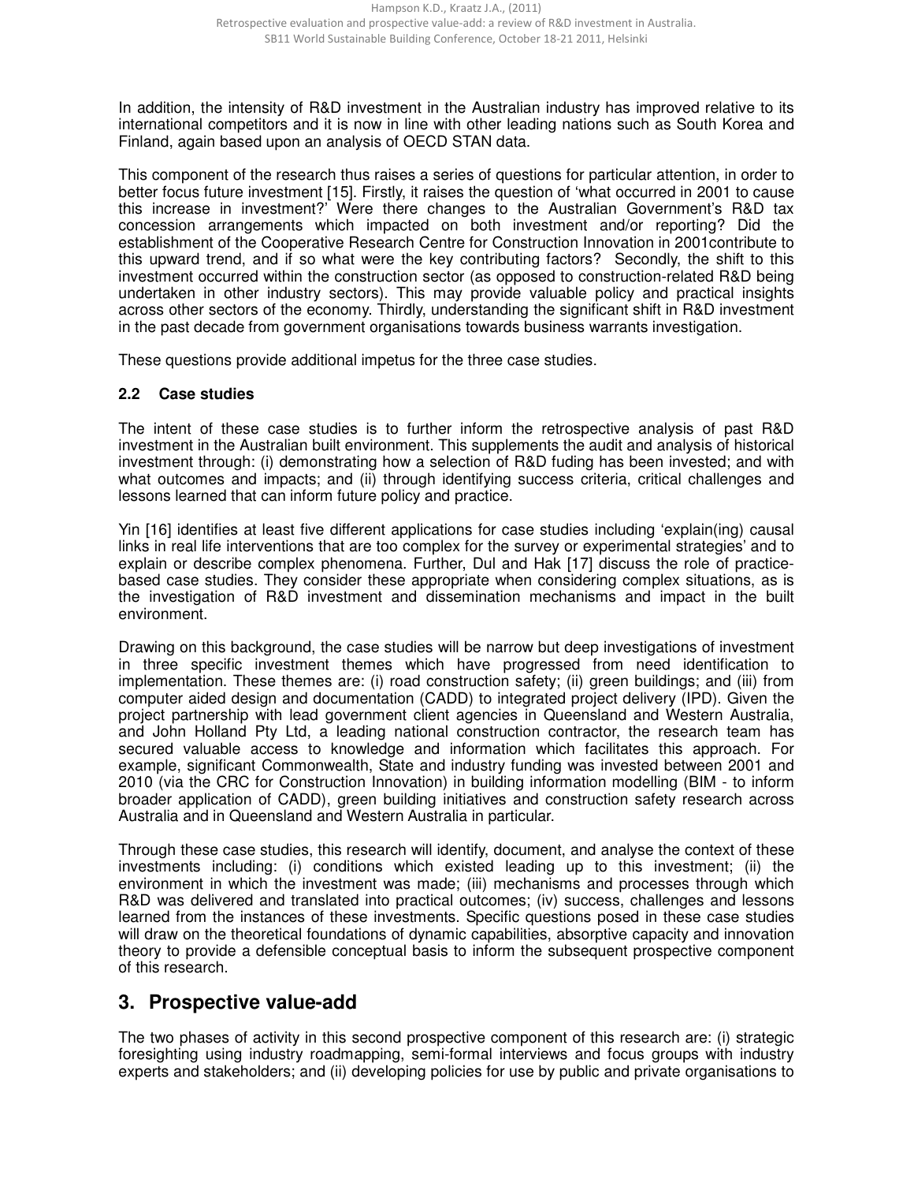In addition, the intensity of R&D investment in the Australian industry has improved relative to its international competitors and it is now in line with other leading nations such as South Korea and Finland, again based upon an analysis of OECD STAN data.

This component of the research thus raises a series of questions for particular attention, in order to better focus future investment [15]. Firstly, it raises the question of 'what occurred in 2001 to cause this increase in investment?' Were there changes to the Australian Government's R&D tax concession arrangements which impacted on both investment and/or reporting? Did the establishment of the Cooperative Research Centre for Construction Innovation in 2001contribute to this upward trend, and if so what were the key contributing factors? Secondly, the shift to this investment occurred within the construction sector (as opposed to construction-related R&D being undertaken in other industry sectors). This may provide valuable policy and practical insights across other sectors of the economy. Thirdly, understanding the significant shift in R&D investment in the past decade from government organisations towards business warrants investigation.

These questions provide additional impetus for the three case studies.

### 2.2 Case studies

The intent of these case studies is to further inform the retrospective analysis of past R&D investment in the Australian built environment. This supplements the audit and analysis of historical investment through: (i) demonstrating how a selection of R&D fuding has been invested; and with what outcomes and impacts; and (ii) through identifying success criteria, critical challenges and lessons learned that can inform future policy and practice.

Yin [16] identifies at least five different applications for case studies including 'explain(ing) causal links in real life interventions that are too complex for the survey or experimental strategies' and to explain or describe complex phenomena. Further, Dul and Hak [17] discuss the role of practice-based case studies. They consider these appropriate when considering complex situations, as is the investigation of R&D investment and dissemination mechanisms and impact in the built environment.

Drawing on this background, the case studies will be narrow but deep investigations of investment in three specific investment themes which have progressed from need identification to implementation. These themes are: (i) road construction safety; (ii) green buildings; and (iii) from computer aided design and documentation (CADD) to integrated project delivery (IPD). Given the project partnership with lead government client agencies in Queensland and Western Australia, and John Holland Pty Ltd, a leading national construction contractor, the research team has secured valuable access to knowledge and information which facilitates this approach. For example, significant Commonwealth, State and industry funding was invested between 2001 and 2010 (via the CRC for Construction Innovation) in building information modelling (BIM - to inform broader application of CADD), green building initiatives and construction safety research across Australia and in Queensland and Western Australia in particular.

Through these case studies, this research will identify, document, and analyse the context of these investments including: (i) conditions which existed leading up to this investment; (ii) the environment in which the investment was made; (iii) mechanisms and processes through which R&D was delivered and translated into practical outcomes; (iv) success, challenges and lessons learned from the instances of these investments. Specific questions posed in these case studies will draw on the theoretical foundations of dynamic capabilities, absorptive capacity and innovation theory to provide a defensible conceptual basis to inform the subsequent prospective component of this research.

## 3. Prospective value-add

The two phases of activity in this second prospective component of this research are: (i) strategic foresighting using industry roadmapping, semi-formal interviews and focus groups with industry experts and stakeholders; and (ii) developing policies for use by public and private organisations to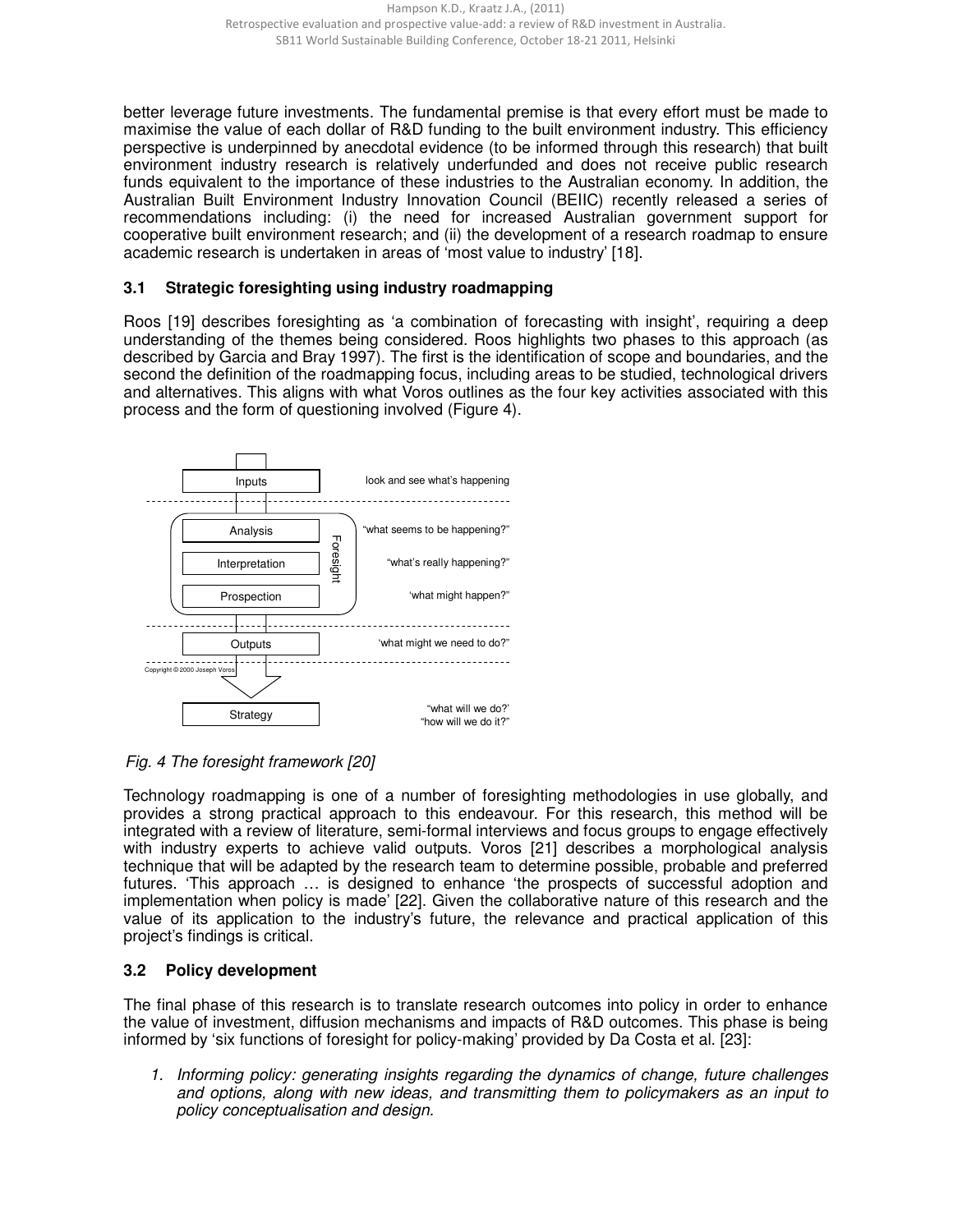better leverage future investments. The fundamental premise is that every effort must be made to maximise the value of each dollar of R&D funding to the built environment industry. This efficiency perspective is underpinned by anecdotal evidence (to be informed through this research) that built environment industry research is relatively underfunded and does not receive public research funds equivalent to the importance of these industries to the Australian economy. In addition, the Australian Built Environment Industry Innovation Council (BEIIC) recently released a series of recommendations including: (i) the need for increased Australian government support for cooperative built environment research; and (ii) the development of a research roadmap to ensure academic research is undertaken in areas of 'most value to industry' [18].

### 3.1 Strategic foresighting using industry roadmapping

Roos [19] describes foresighting as 'a combination of forecasting with insight', requiring a deep understanding of the themes being considered. Roos highlights two phases to this approach (as described by Garcia and Bray 1997). The first is the identification of scope and boundaries, and the second the definition of the roadmapping focus, including areas to be studied, technological drivers and alternatives. This aligns with what Voros outlines as the four key activities associated with this process and the form of questioning involved (Figure 4).

*Fig. 4 The foresight framework [20]*

Technology roadmapping is one of a number of foresighting methodologies in use globally, and provides a strong practical approach to this endeavour. For this research, this method will be integrated with a review of literature, semi-formal interviews and focus groups to engage effectively with industry experts to achieve valid outputs. Voros [21] describes a morphological analysis technique that will be adapted by the research team to determine possible, probable and preferred futures. 'This approach … is designed to enhance 'the prospects of successful adoption and implementation when policy is made' [22]. Given the collaborative nature of this research and the value of its application to the industry's future, the relevance and practical application of this project's findings is critical.

### 3.2 Policy development

The final phase of this research is to translate research outcomes into policy in order to enhance the value of investment, diffusion mechanisms and impacts of R&D outcomes. This phase is being informed by 'six functions of foresight for policy-making' provided by Da Costa et al. [23]:

1. *Informing policy: generating insights regarding the dynamics of change, future challenges and options, along with new ideas, and transmitting them to policymakers as an input to policy conceptualisation and design.*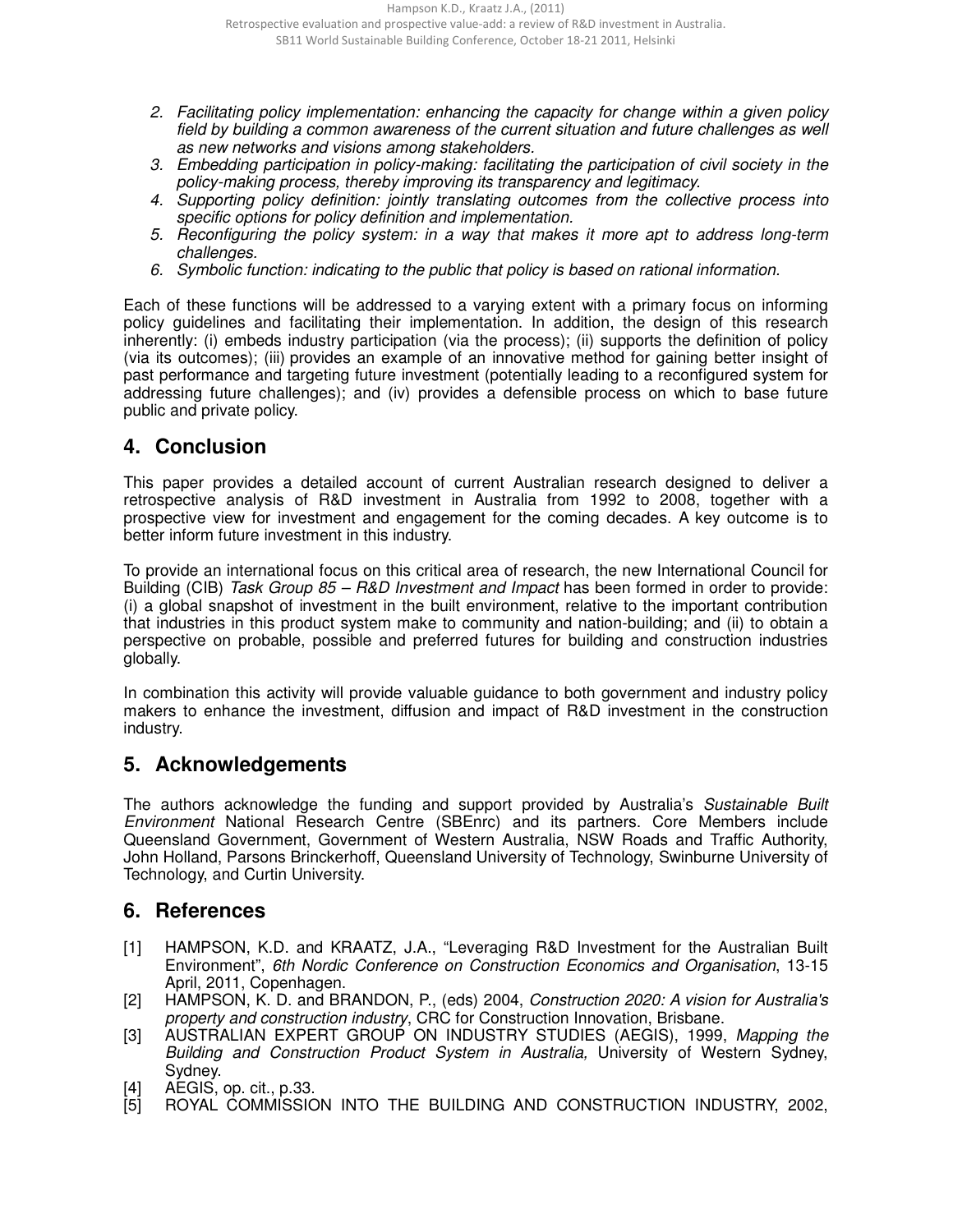2. *Facilitating policy implementation: enhancing the capacity for change within a given policy field by building a common awareness of the current situation and future challenges as well as new networks and visions among stakeholders.*
3. *Embedding participation in policy-making: facilitating the participation of civil society in the policy-making process, thereby improving its transparency and legitimacy.*
4. *Supporting policy definition: jointly translating outcomes from the collective process into specific options for policy definition and implementation.*
5. *Reconfiguring the policy system: in a way that makes it more apt to address long-term challenges.*
6. *Symbolic function: indicating to the public that policy is based on rational information.*

Each of these functions will be addressed to a varying extent with a primary focus on informing policy guidelines and facilitating their implementation. In addition, the design of this research inherently: (i) embeds industry participation (via the process); (ii) supports the definition of policy (via its outcomes); (iii) provides an example of an innovative method for gaining better insight of past performance and targeting future investment (potentially leading to a reconfigured system for addressing future challenges); and (iv) provides a defensible process on which to base future public and private policy.

## 4. Conclusion

This paper provides a detailed account of current Australian research designed to deliver a retrospective analysis of R&D investment in Australia from 1992 to 2008, together with a prospective view for investment and engagement for the coming decades. A key outcome is to better inform future investment in this industry.

To provide an international focus on this critical area of research, the new International Council for Building (CIB) *Task Group 85 – R&D Investment and Impact* has been formed in order to provide: (i) a global snapshot of investment in the built environment, relative to the important contribution that industries in this product system make to community and nation-building; and (ii) to obtain a perspective on probable, possible and preferred futures for building and construction industries globally.

In combination this activity will provide valuable guidance to both government and industry policy makers to enhance the investment, diffusion and impact of R&D investment in the construction industry.

## 5. Acknowledgements

The authors acknowledge the funding and support provided by Australia's *Sustainable Built Environment* National Research Centre (SBEnrc) and its partners. Core Members include Queensland Government, Government of Western Australia, NSW Roads and Traffic Authority, John Holland, Parsons Brinckerhoff, Queensland University of Technology, Swinburne University of Technology, and Curtin University.

## 6. References

[1] HAMPSON, K.D. and KRAATZ, J.A., "Leveraging R&D Investment for the Australian Built Environment", *6th Nordic Conference on Construction Economics and Organisation*, 13-15 April, 2011, Copenhagen.

[2] HAMPSON, K. D. and BRANDON, P., (eds) 2004, *Construction 2020: A vision for Australia's property and construction industry*, CRC for Construction Innovation, Brisbane.

[3] AUSTRALIAN EXPERT GROUP ON INDUSTRY STUDIES (AEGIS), 1999, *Mapping the Building and Construction Product System in Australia,* University of Western Sydney, Sydney.

[4] AEGIS, op. cit., p.33.

[5] ROYAL COMMISSION INTO THE BUILDING AND CONSTRUCTION INDUSTRY, 2002,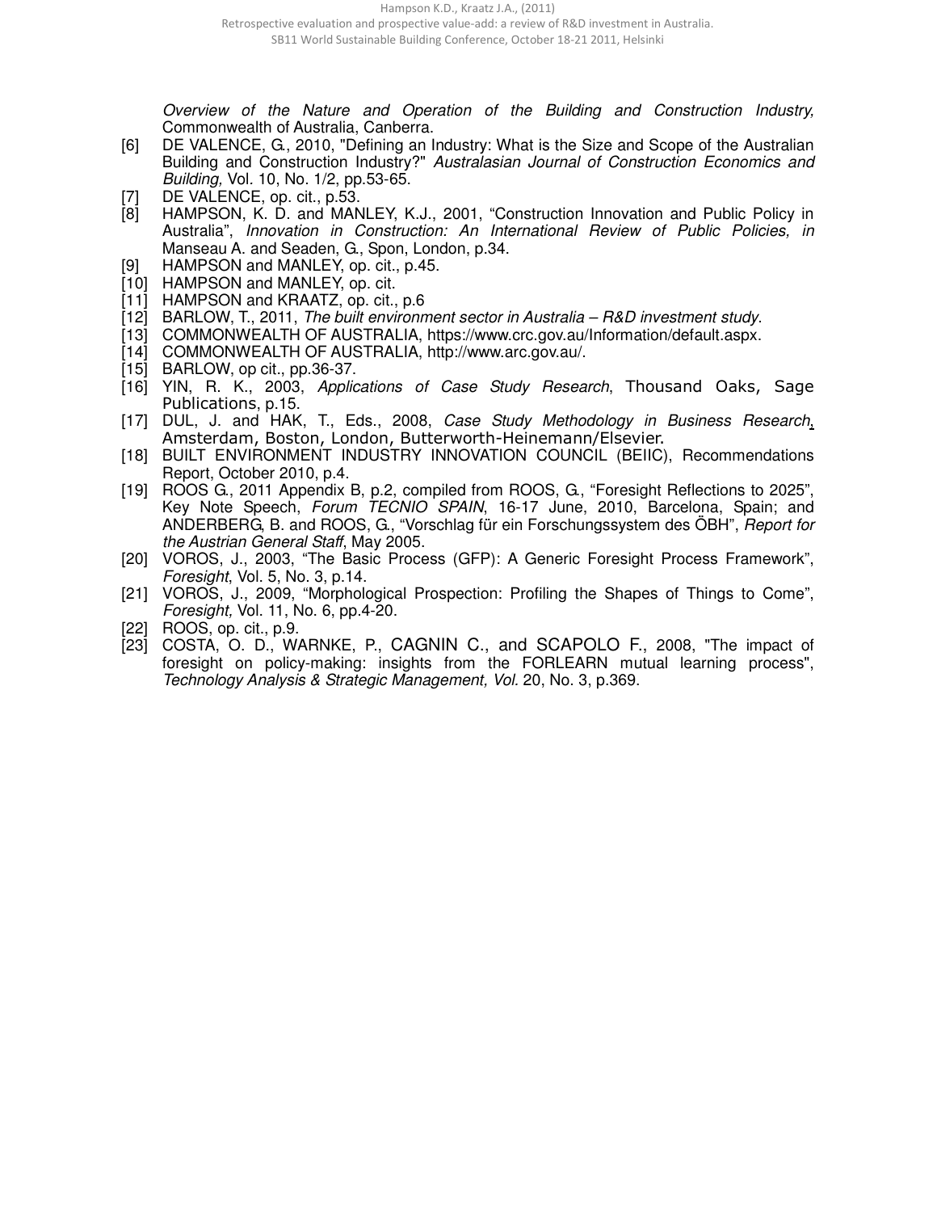*Overview of the Nature and Operation of the Building and Construction Industry,* Commonwealth of Australia, Canberra.

[6] DE VALENCE, G., 2010, "Defining an Industry: What is the Size and Scope of the Australian Building and Construction Industry?" *Australasian Journal of Construction Economics and Building,* Vol. 10, No. 1/2, pp.53-65.

[7] DE VALENCE, op. cit., p.53.

[8] HAMPSON, K. D. and MANLEY, K.J., 2001, "Construction Innovation and Public Policy in Australia", *Innovation in Construction: An International Review of Public Policies, in* Manseau A. and Seaden, G., Spon, London, p.34.

[9] HAMPSON and MANLEY, op. cit., p.45.

[10] HAMPSON and MANLEY, op. cit.

[11] HAMPSON and KRAATZ, op. cit., p.6

[12] BARLOW, T., 2011, *The built environment sector in Australia – R&D investment study*.

[13] COMMONWEALTH OF AUSTRALIA, https://www.crc.gov.au/Information/default.aspx.

[14] COMMONWEALTH OF AUSTRALIA, http://www.arc.gov.au/.

[15] BARLOW, op cit., pp.36-37.

[16] YIN, R. K., 2003, *Applications of Case Study Research*, Thousand Oaks, Sage Publications, p.15.

[17] DUL, J. and HAK, T., Eds., 2008, *Case Study Methodology in Business Research*, Amsterdam, Boston, London, Butterworth-Heinemann/Elsevier.

[18] BUILT ENVIRONMENT INDUSTRY INNOVATION COUNCIL (BEIIC), Recommendations Report, October 2010, p.4.

[19] ROOS G., 2011 Appendix B, p.2, compiled from ROOS, G., "Foresight Reflections to 2025", Key Note Speech, *Forum TECNIO SPAIN*, 16-17 June, 2010, Barcelona, Spain; and ANDERBERG, B. and ROOS, G., "Vorschlag für ein Forschungssystem des ÖBH", *Report for the Austrian General Staff*, May 2005.

[20] VOROS, J., 2003, "The Basic Process (GFP): A Generic Foresight Process Framework", *Foresight*, Vol. 5, No. 3, p.14.

[21] VOROS, J., 2009, "Morphological Prospection: Profiling the Shapes of Things to Come", *Foresight,* Vol. 11, No. 6, pp.4-20.

[22] ROOS, op. cit., p.9.

[23] COSTA, O. D., WARNKE, P., CAGNIN C., and SCAPOLO F., 2008, "The impact of foresight on policy-making: insights from the FORLEARN mutual learning process", *Technology Analysis & Strategic Management, Vol.* 20, No. 3, p.369.